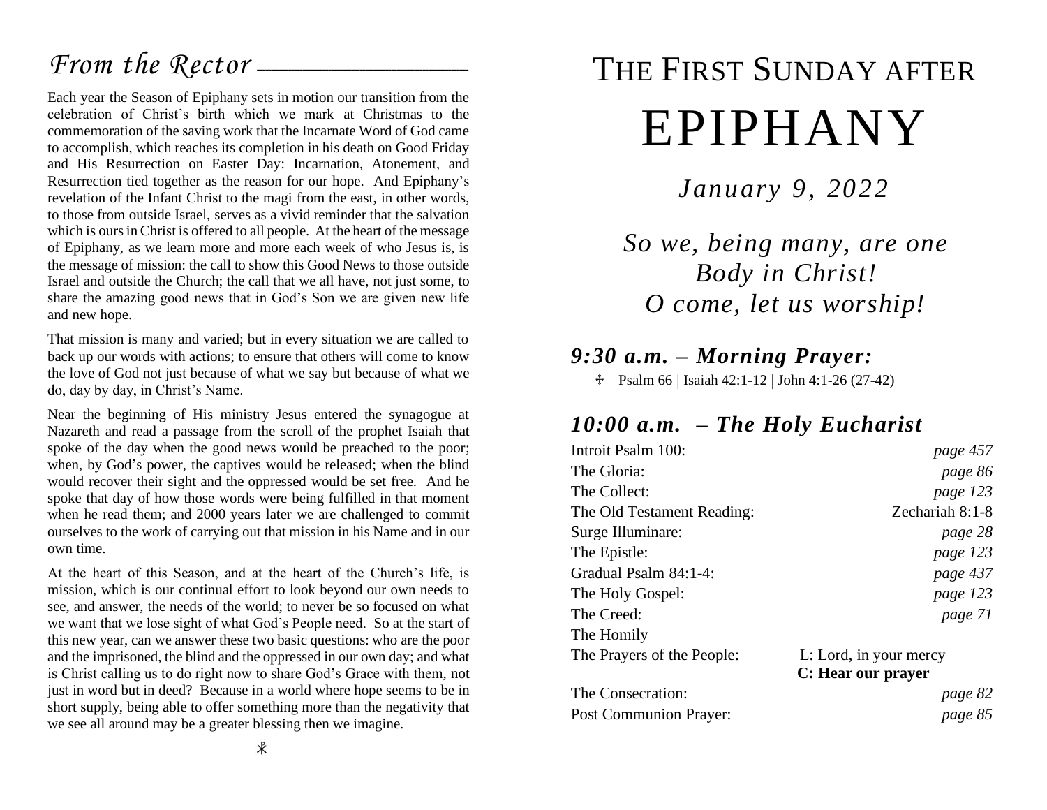## *From the Rector*

Each year the Season of Epiphany sets in motion our transition from the celebration of Christ's birth which we mark at Christmas to the commemoration of the saving work that the Incarnate Word of God came to accomplish, which reaches its completion in his death on Good Friday and His Resurrection on Easter Day: Incarnation, Atonement, and Resurrection tied together as the reason for our hope. And Epiphany's revelation of the Infant Christ to the magi from the east, in other words, to those from outside Israel, serves as a vivid reminder that the salvation which is ours in Christ is offered to all people. At the heart of the message of Epiphany, as we learn more and more each week of who Jesus is, is the message of mission: the call to show this Good News to those outside Israel and outside the Church; the call that we all have, not just some, to share the amazing good news that in God's Son we are given new life and new hope.

That mission is many and varied; but in every situation we are called to back up our words with actions; to ensure that others will come to know the love of God not just because of what we say but because of what we do, day by day, in Christ's Name.

Near the beginning of His ministry Jesus entered the synagogue at Nazareth and read a passage from the scroll of the prophet Isaiah that spoke of the day when the good news would be preached to the poor; when, by God's power, the captives would be released; when the blind would recover their sight and the oppressed would be set free. And he spoke that day of how those words were being fulfilled in that moment when he read them; and 2000 years later we are challenged to commit ourselves to the work of carrying out that mission in his Name and in our own time.

At the heart of this Season, and at the heart of the Church's life, is mission, which is our continual effort to look beyond our own needs to see, and answer, the needs of the world; to never be so focused on what we want that we lose sight of what God's People need. So at the start of this new year, can we answer these two basic questions: who are the poor and the imprisoned, the blind and the oppressed in our own day; and what is Christ calling us to do right now to share God's Grace with them, not just in word but in deed? Because in a world where hope seems to be in short supply, being able to offer something more than the negativity that we see all around may be a greater blessing then we imagine.

☧

# THE FIRST SUNDAY AFTER EPIPHANY

*January 9, 2022*

*So we, being many, are one Body in Christ!*
*O come, let us worship!*

### *9:30 a.m. – Morning Prayer:*

☩ Psalm 66 | Isaiah 42:1-12 | John 4:1-26 (27-42)

### *10:00 a.m. – The Holy Eucharist*

| | |
|---|---|
| Introit Psalm 100: | *page 457* |
| The Gloria: | *page 86* |
| The Collect: | *page 123* |
| The Old Testament Reading: | Zechariah 8:1-8 |
| Surge Illuminare: | *page 28* |
| The Epistle: | *page 123* |
| Gradual Psalm 84:1-4: | *page 437* |
| The Holy Gospel: | *page 123* |
| The Creed: | *page 71* |
| The Homily | |
| The Prayers of the People: | L: Lord, in your mercy<br>**C: Hear our prayer** |
| The Consecration: | *page 82* |
| Post Communion Prayer: | *page 85* |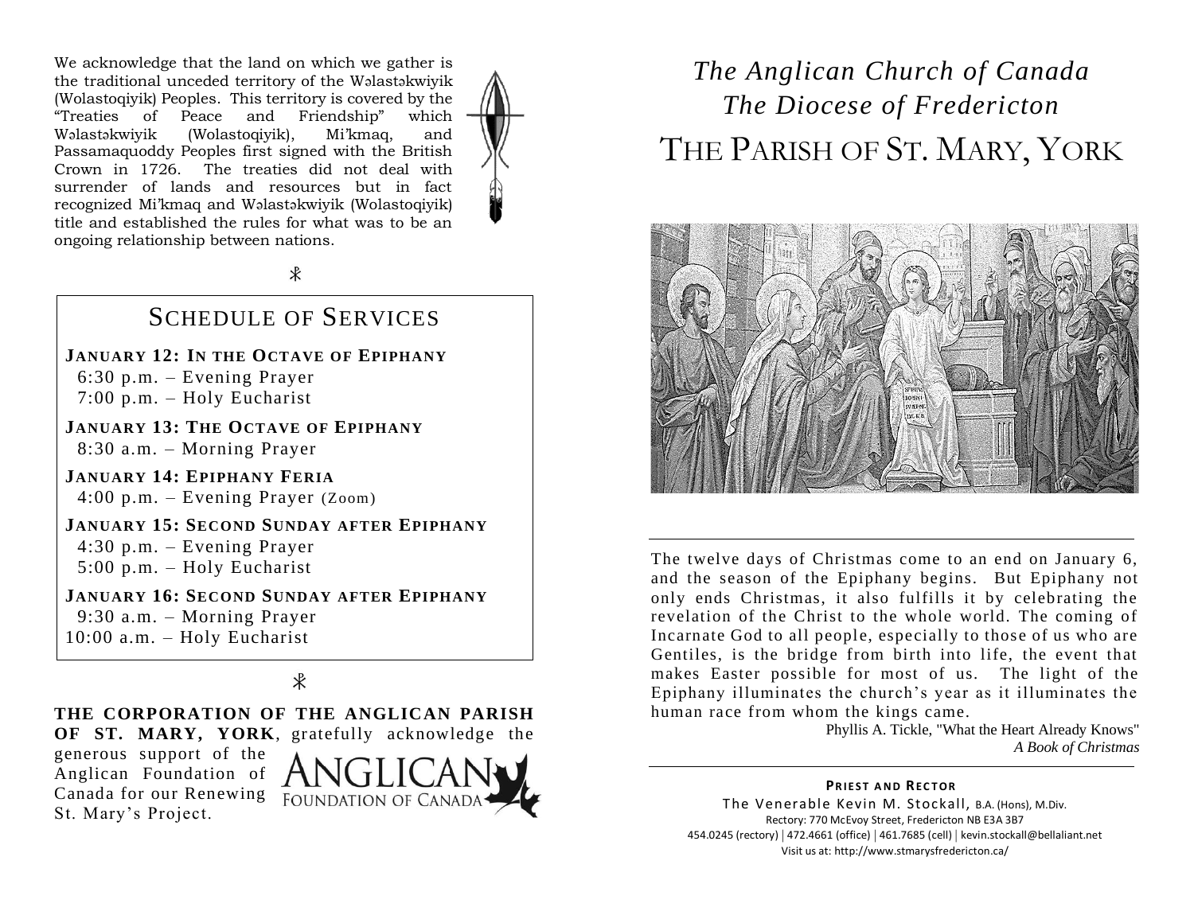We acknowledge that the land on which we gather is the traditional unceded territory of the Wəlastəkwiyik (Wolastoqiyik) Peoples. This territory is covered by the "Treaties of Peace and Friendship" which Wəlastəkwiyik (Wolastoqiyik), Mi'kmaq, and Passamaquoddy Peoples first signed with the British Crown in 1726. The treaties did not deal with surrender of lands and resources but in fact recognized Mi'kmaq and Wəlastəkwiyik (Wolastoqiyik) title and established the rules for what was to be an ongoing relationship between nations.

☧

## SCHEDULE OF SERVICES

**JANUARY 12: IN THE OCTAVE OF EPIPHANY**
6:30 p.m. – Evening Prayer
7:00 p.m. – Holy Eucharist

**JANUARY 13: THE OCTAVE OF EPIPHANY**
8:30 a.m. – Morning Prayer

**JANUARY 14: EPIPHANY FERIA**
4:00 p.m. – Evening Prayer (Zoom)

**JANUARY 15: SECOND SUNDAY AFTER EPIPHANY**
4:30 p.m. – Evening Prayer
5:00 p.m. – Holy Eucharist

**JANUARY 16: SECOND SUNDAY AFTER EPIPHANY**
9:30 a.m. – Morning Prayer
10:00 a.m. – Holy Eucharist

☧

**THE CORPORATION OF THE ANGLICAN PARISH OF ST. MARY, YORK**, gratefully acknowledge the generous support of the Anglican Foundation of Canada for our Renewing St. Mary's Project.

ANGLICAN FOUNDATION OF CANADA

*The Anglican Church of Canada*
*The Diocese of Fredericton*

# THE PARISH OF ST. MARY, YORK

The twelve days of Christmas come to an end on January 6, and the season of the Epiphany begins. But Epiphany not only ends Christmas, it also fulfills it by celebrating the revelation of the Christ to the whole world. The coming of Incarnate God to all people, especially to those of us who are Gentiles, is the bridge from birth into life, the event that makes Easter possible for most of us. The light of the Epiphany illuminates the church's year as it illuminates the human race from whom the kings came.

Phyllis A. Tickle, "What the Heart Already Knows"
*A Book of Christmas*

**PRIEST AND RECTOR**
The Venerable Kevin M. Stockall, B.A. (Hons), M.Div.
Rectory: 770 McEvoy Street, Fredericton NB E3A 3B7
454.0245 (rectory) | 472.4661 (office) | 461.7685 (cell) | kevin.stockall@bellaliant.net
Visit us at: http://www.stmarysfredericton.ca/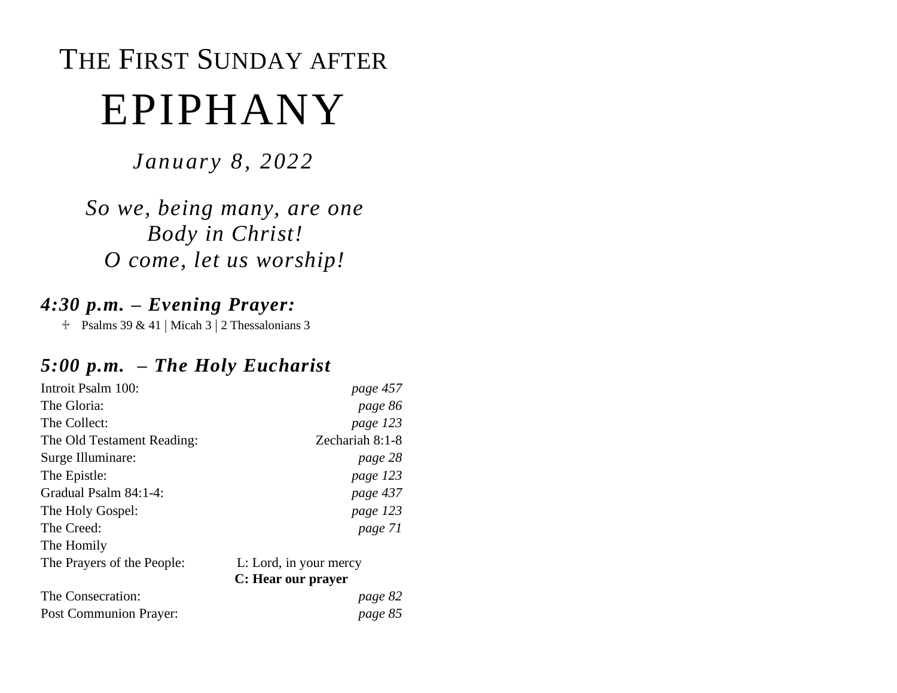# THE FIRST SUNDAY AFTER EPIPHANY

*January 8, 2022*

*So we, being many, are one*
*Body in Christ!*
*O come, let us worship!*

### *4:30 p.m. – Evening Prayer:*

- Psalms 39 & 41 | Micah 3 | 2 Thessalonians 3

### *5:00 p.m. – The Holy Eucharist*

| | |
|---|---|
| Introit Psalm 100: | *page 457* |
| The Gloria: | *page 86* |
| The Collect: | *page 123* |
| The Old Testament Reading: | Zechariah 8:1-8 |
| Surge Illuminare: | *page 28* |
| The Epistle: | *page 123* |
| Gradual Psalm 84:1-4: | *page 437* |
| The Holy Gospel: | *page 123* |
| The Creed: | *page 71* |
| The Homily | |
| The Prayers of the People: | L: Lord, in your mercy<br>**C: Hear our prayer** |
| The Consecration: | *page 82* |
| Post Communion Prayer: | *page 85* |